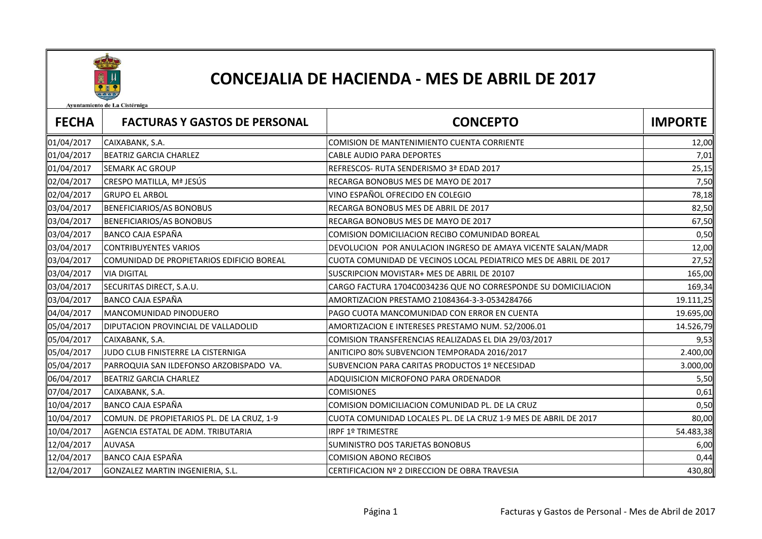Ayuntamiento de La Cistérniga

# CONCEJALIA DE HACIENDA - MES DE ABRIL DE 2017

| FECHA | FACTURAS Y GASTOS DE PERSONAL | CONCEPTO | IMPORTE |
|---|---|---|---|
| 01/04/2017 | CAIXABANK, S.A. | COMISION DE MANTENIMIENTO CUENTA CORRIENTE | 12,00 |
| 01/04/2017 | BEATRIZ GARCIA CHARLEZ | CABLE AUDIO PARA DEPORTES | 7,01 |
| 01/04/2017 | SEMARK AC GROUP | REFRESCOS- RUTA SENDERISMO 3ª EDAD 2017 | 25,15 |
| 02/04/2017 | CRESPO MATILLA, Mª JESÚS | RECARGA BONOBUS MES DE MAYO DE 2017 | 7,50 |
| 02/04/2017 | GRUPO EL ARBOL | VINO ESPAÑOL OFRECIDO EN COLEGIO | 78,18 |
| 03/04/2017 | BENEFICIARIOS/AS BONOBUS | RECARGA BONOBUS MES DE ABRIL DE 2017 | 82,50 |
| 03/04/2017 | BENEFICIARIOS/AS BONOBUS | RECARGA BONOBUS MES DE MAYO DE 2017 | 67,50 |
| 03/04/2017 | BANCO CAJA ESPAÑA | COMISION DOMICILIACION RECIBO COMUNIDAD BOREAL | 0,50 |
| 03/04/2017 | CONTRIBUYENTES VARIOS | DEVOLUCION POR ANULACION INGRESO DE AMAYA VICENTE SALAN/MADR | 12,00 |
| 03/04/2017 | COMUNIDAD DE PROPIETARIOS EDIFICIO BOREAL | CUOTA COMUNIDAD DE VECINOS LOCAL PEDIATRICO MES DE ABRIL DE 2017 | 27,52 |
| 03/04/2017 | VIA DIGITAL | SUSCRIPCION MOVISTAR+ MES DE ABRIL DE 20107 | 165,00 |
| 03/04/2017 | SECURITAS DIRECT, S.A.U. | CARGO FACTURA 1704C0034236 QUE NO CORRESPONDE SU DOMICILIACION | 169,34 |
| 03/04/2017 | BANCO CAJA ESPAÑA | AMORTIZACION PRESTAMO 21084364-3-3-0534284766 | 19.111,25 |
| 04/04/2017 | MANCOMUNIDAD PINODUERO | PAGO CUOTA MANCOMUNIDAD CON ERROR EN CUENTA | 19.695,00 |
| 05/04/2017 | DIPUTACION PROVINCIAL DE VALLADOLID | AMORTIZACION E INTERESES PRESTAMO NUM. 52/2006.01 | 14.526,79 |
| 05/04/2017 | CAIXABANK, S.A. | COMISION TRANSFERENCIAS REALIZADAS EL DIA 29/03/2017 | 9,53 |
| 05/04/2017 | JUDO CLUB FINISTERRE LA CISTERNIGA | ANITICIPO 80% SUBVENCION TEMPORADA 2016/2017 | 2.400,00 |
| 05/04/2017 | PARROQUIA SAN ILDEFONSO ARZOBISPADO VA. | SUBVENCION PARA CARITAS PRODUCTOS 1º NECESIDAD | 3.000,00 |
| 06/04/2017 | BEATRIZ GARCIA CHARLEZ | ADQUISICION MICROFONO PARA ORDENADOR | 5,50 |
| 07/04/2017 | CAIXABANK, S.A. | COMISIONES | 0,61 |
| 10/04/2017 | BANCO CAJA ESPAÑA | COMISION DOMICILIACION COMUNIDAD PL. DE LA CRUZ | 0,50 |
| 10/04/2017 | COMUN. DE PROPIETARIOS PL. DE LA CRUZ, 1-9 | CUOTA COMUNIDAD LOCALES PL. DE LA CRUZ 1-9 MES DE ABRIL DE 2017 | 80,00 |
| 10/04/2017 | AGENCIA ESTATAL DE ADM. TRIBUTARIA | IRPF 1º TRIMESTRE | 54.483,38 |
| 12/04/2017 | AUVASA | SUMINISTRO DOS TARJETAS BONOBUS | 6,00 |
| 12/04/2017 | BANCO CAJA ESPAÑA | COMISION ABONO RECIBOS | 0,44 |
| 12/04/2017 | GONZALEZ MARTIN INGENIERIA, S.L. | CERTIFICACION Nº 2 DIRECCION DE OBRA TRAVESIA | 430,80 |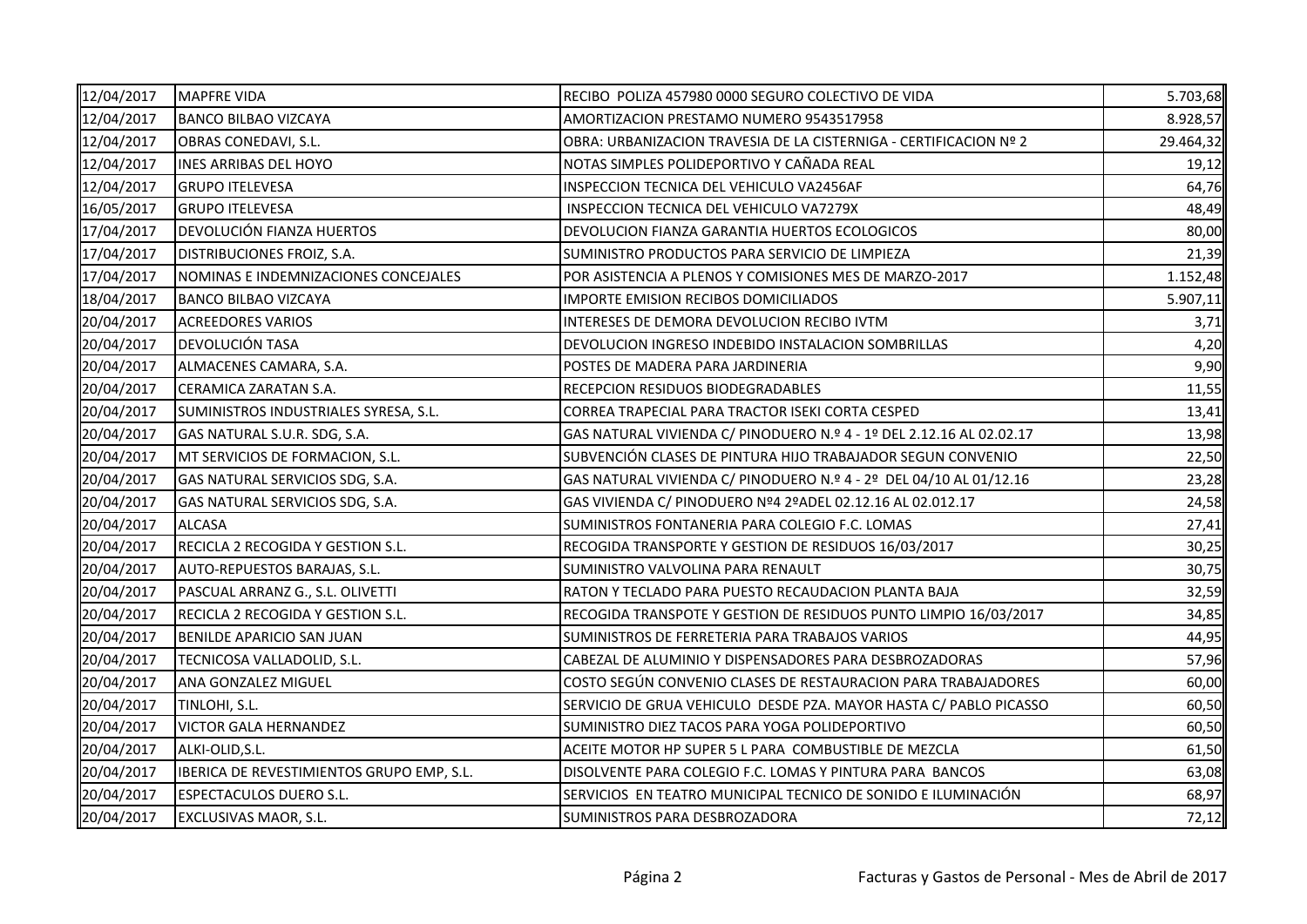| | | | |
|---|---|---|---|
| 12/04/2017 | MAPFRE VIDA | RECIBO POLIZA 457980 0000 SEGURO COLECTIVO DE VIDA | 5.703,68 |
| 12/04/2017 | BANCO BILBAO VIZCAYA | AMORTIZACION PRESTAMO NUMERO 9543517958 | 8.928,57 |
| 12/04/2017 | OBRAS CONEDAVI, S.L. | OBRA: URBANIZACION TRAVESIA DE LA CISTERNIGA - CERTIFICACION Nº 2 | 29.464,32 |
| 12/04/2017 | INES ARRIBAS DEL HOYO | NOTAS SIMPLES POLIDEPORTIVO Y CAÑADA REAL | 19,12 |
| 12/04/2017 | GRUPO ITELEVESA | INSPECCION TECNICA DEL VEHICULO VA2456AF | 64,76 |
| 16/05/2017 | GRUPO ITELEVESA | INSPECCION TECNICA DEL VEHICULO VA7279X | 48,49 |
| 17/04/2017 | DEVOLUCIÓN FIANZA HUERTOS | DEVOLUCION FIANZA GARANTIA HUERTOS ECOLOGICOS | 80,00 |
| 17/04/2017 | DISTRIBUCIONES FROIZ, S.A. | SUMINISTRO PRODUCTOS PARA SERVICIO DE LIMPIEZA | 21,39 |
| 17/04/2017 | NOMINAS E INDEMNIZACIONES CONCEJALES | POR ASISTENCIA A PLENOS Y COMISIONES MES DE MARZO-2017 | 1.152,48 |
| 18/04/2017 | BANCO BILBAO VIZCAYA | IMPORTE EMISION RECIBOS DOMICILIADOS | 5.907,11 |
| 20/04/2017 | ACREEDORES VARIOS | INTERESES DE DEMORA DEVOLUCION RECIBO IVTM | 3,71 |
| 20/04/2017 | DEVOLUCIÓN TASA | DEVOLUCION INGRESO INDEBIDO INSTALACION SOMBRILLAS | 4,20 |
| 20/04/2017 | ALMACENES CAMARA, S.A. | POSTES DE MADERA PARA JARDINERIA | 9,90 |
| 20/04/2017 | CERAMICA ZARATAN S.A. | RECEPCION RESIDUOS BIODEGRADABLES | 11,55 |
| 20/04/2017 | SUMINISTROS INDUSTRIALES SYRESA, S.L. | CORREA TRAPECIAL PARA TRACTOR ISEKI CORTA CESPED | 13,41 |
| 20/04/2017 | GAS NATURAL S.U.R. SDG, S.A. | GAS NATURAL VIVIENDA C/ PINODUERO N.º 4 - 1º DEL 2.12.16 AL 02.02.17 | 13,98 |
| 20/04/2017 | MT SERVICIOS DE FORMACION, S.L. | SUBVENCIÓN CLASES DE PINTURA HIJO TRABAJADOR SEGUN CONVENIO | 22,50 |
| 20/04/2017 | GAS NATURAL SERVICIOS SDG, S.A. | GAS NATURAL VIVIENDA C/ PINODUERO N.º 4 - 2º DEL 04/10 AL 01/12.16 | 23,28 |
| 20/04/2017 | GAS NATURAL SERVICIOS SDG, S.A. | GAS VIVIENDA C/ PINODUERO Nº4 2ºADEL 02.12.16 AL 02.012.17 | 24,58 |
| 20/04/2017 | ALCASA | SUMINISTROS FONTANERIA PARA COLEGIO F.C. LOMAS | 27,41 |
| 20/04/2017 | RECICLA 2 RECOGIDA Y GESTION S.L. | RECOGIDA TRANSPORTE Y GESTION DE RESIDUOS 16/03/2017 | 30,25 |
| 20/04/2017 | AUTO-REPUESTOS BARAJAS, S.L. | SUMINISTRO VALVOLINA PARA RENAULT | 30,75 |
| 20/04/2017 | PASCUAL ARRANZ G., S.L. OLIVETTI | RATON Y TECLADO PARA PUESTO RECAUDACION PLANTA BAJA | 32,59 |
| 20/04/2017 | RECICLA 2 RECOGIDA Y GESTION S.L. | RECOGIDA TRANSPOTE Y GESTION DE RESIDUOS PUNTO LIMPIO 16/03/2017 | 34,85 |
| 20/04/2017 | BENILDE APARICIO SAN JUAN | SUMINISTROS DE FERRETERIA PARA TRABAJOS VARIOS | 44,95 |
| 20/04/2017 | TECNICOSA VALLADOLID, S.L. | CABEZAL DE ALUMINIO Y DISPENSADORES PARA DESBROZADORAS | 57,96 |
| 20/04/2017 | ANA GONZALEZ MIGUEL | COSTO SEGÚN CONVENIO CLASES DE RESTAURACION PARA TRABAJADORES | 60,00 |
| 20/04/2017 | TINLOHI, S.L. | SERVICIO DE GRUA VEHICULO DESDE PZA. MAYOR HASTA C/ PABLO PICASSO | 60,50 |
| 20/04/2017 | VICTOR GALA HERNANDEZ | SUMINISTRO DIEZ TACOS PARA YOGA POLIDEPORTIVO | 60,50 |
| 20/04/2017 | ALKI-OLID,S.L. | ACEITE MOTOR HP SUPER 5 L PARA COMBUSTIBLE DE MEZCLA | 61,50 |
| 20/04/2017 | IBERICA DE REVESTIMIENTOS GRUPO EMP, S.L. | DISOLVENTE PARA COLEGIO F.C. LOMAS Y PINTURA PARA BANCOS | 63,08 |
| 20/04/2017 | ESPECTACULOS DUERO S.L. | SERVICIOS EN TEATRO MUNICIPAL TECNICO DE SONIDO E ILUMINACIÓN | 68,97 |
| 20/04/2017 | EXCLUSIVAS MAOR, S.L. | SUMINISTROS PARA DESBROZADORA | 72,12 |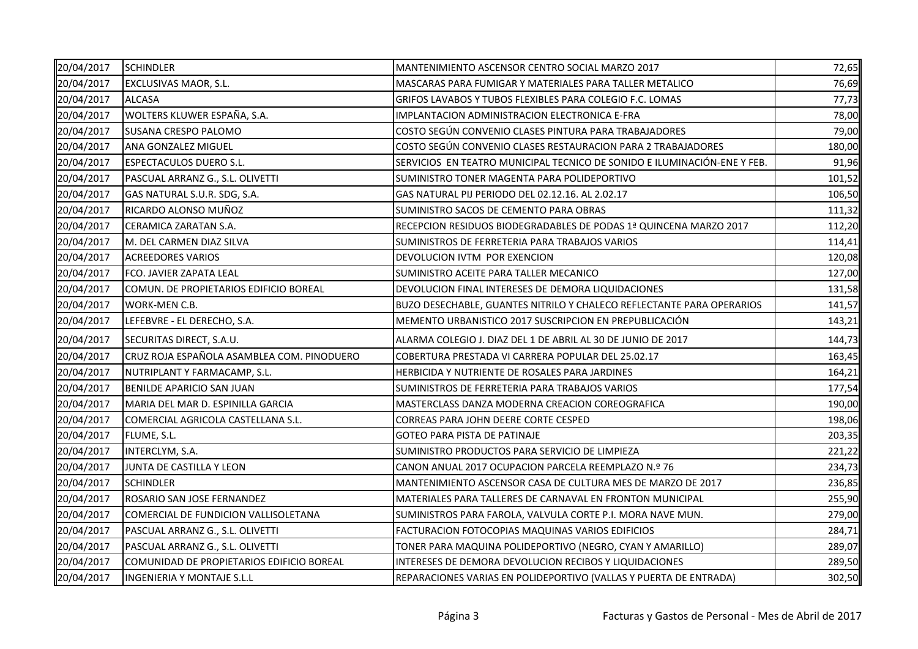| | | | |
|---|---|---|---|
| 20/04/2017 | SCHINDLER | MANTENIMIENTO ASCENSOR CENTRO SOCIAL MARZO 2017 | 72,65 |
| 20/04/2017 | EXCLUSIVAS MAOR, S.L. | MASCARAS PARA FUMIGAR Y MATERIALES PARA TALLER METALICO | 76,69 |
| 20/04/2017 | ALCASA | GRIFOS LAVABOS Y TUBOS FLEXIBLES PARA COLEGIO F.C. LOMAS | 77,73 |
| 20/04/2017 | WOLTERS KLUWER ESPAÑA, S.A. | IMPLANTACION ADMINISTRACION ELECTRONICA E-FRA | 78,00 |
| 20/04/2017 | SUSANA CRESPO PALOMO | COSTO SEGÚN CONVENIO CLASES PINTURA PARA TRABAJADORES | 79,00 |
| 20/04/2017 | ANA GONZALEZ MIGUEL | COSTO SEGÚN CONVENIO CLASES RESTAURACION PARA 2 TRABAJADORES | 180,00 |
| 20/04/2017 | ESPECTACULOS DUERO S.L. | SERVICIOS EN TEATRO MUNICIPAL TECNICO DE SONIDO E ILUMINACIÓN-ENE Y FEB. | 91,96 |
| 20/04/2017 | PASCUAL ARRANZ G., S.L. OLIVETTI | SUMINISTRO TONER MAGENTA PARA POLIDEPORTIVO | 101,52 |
| 20/04/2017 | GAS NATURAL S.U.R. SDG, S.A. | GAS NATURAL PIJ PERIODO DEL 02.12.16. AL 2.02.17 | 106,50 |
| 20/04/2017 | RICARDO ALONSO MUÑOZ | SUMINISTRO SACOS DE CEMENTO PARA OBRAS | 111,32 |
| 20/04/2017 | CERAMICA ZARATAN S.A. | RECEPCION RESIDUOS BIODEGRADABLES DE PODAS 1ª QUINCENA MARZO 2017 | 112,20 |
| 20/04/2017 | M. DEL CARMEN DIAZ SILVA | SUMINISTROS DE FERRETERIA PARA TRABAJOS VARIOS | 114,41 |
| 20/04/2017 | ACREEDORES VARIOS | DEVOLUCION IVTM POR EXENCION | 120,08 |
| 20/04/2017 | FCO. JAVIER ZAPATA LEAL | SUMINISTRO ACEITE PARA TALLER MECANICO | 127,00 |
| 20/04/2017 | COMUN. DE PROPIETARIOS EDIFICIO BOREAL | DEVOLUCION FINAL INTERESES DE DEMORA LIQUIDACIONES | 131,58 |
| 20/04/2017 | WORK-MEN C.B. | BUZO DESECHABLE, GUANTES NITRILO Y CHALECO REFLECTANTE PARA OPERARIOS | 141,57 |
| 20/04/2017 | LEFEBVRE - EL DERECHO, S.A. | MEMENTO URBANISTICO 2017 SUSCRIPCION EN PREPUBLICACIÓN | 143,21 |
| 20/04/2017 | SECURITAS DIRECT, S.A.U. | ALARMA COLEGIO J. DIAZ DEL 1 DE ABRIL AL 30 DE JUNIO DE 2017 | 144,73 |
| 20/04/2017 | CRUZ ROJA ESPAÑOLA ASAMBLEA COM. PINODUERO | COBERTURA PRESTADA VI CARRERA POPULAR DEL 25.02.17 | 163,45 |
| 20/04/2017 | NUTRIPLANT Y FARMACAMP, S.L. | HERBICIDA Y NUTRIENTE DE ROSALES PARA JARDINES | 164,21 |
| 20/04/2017 | BENILDE APARICIO SAN JUAN | SUMINISTROS DE FERRETERIA PARA TRABAJOS VARIOS | 177,54 |
| 20/04/2017 | MARIA DEL MAR D. ESPINILLA GARCIA | MASTERCLASS DANZA MODERNA CREACION COREOGRAFICA | 190,00 |
| 20/04/2017 | COMERCIAL AGRICOLA CASTELLANA S.L. | CORREAS PARA JOHN DEERE CORTE CESPED | 198,06 |
| 20/04/2017 | FLUME, S.L. | GOTEO PARA PISTA DE PATINAJE | 203,35 |
| 20/04/2017 | INTERCLYM, S.A. | SUMINISTRO PRODUCTOS PARA SERVICIO DE LIMPIEZA | 221,22 |
| 20/04/2017 | JUNTA DE CASTILLA Y LEON | CANON ANUAL 2017 OCUPACION PARCELA REEMPLAZO N.º 76 | 234,73 |
| 20/04/2017 | SCHINDLER | MANTENIMIENTO ASCENSOR CASA DE CULTURA MES DE MARZO DE 2017 | 236,85 |
| 20/04/2017 | ROSARIO SAN JOSE FERNANDEZ | MATERIALES PARA TALLERES DE CARNAVAL EN FRONTON MUNICIPAL | 255,90 |
| 20/04/2017 | COMERCIAL DE FUNDICION VALLISOLETANA | SUMINISTROS PARA FAROLA, VALVULA CORTE P.I. MORA NAVE MUN. | 279,00 |
| 20/04/2017 | PASCUAL ARRANZ G., S.L. OLIVETTI | FACTURACION FOTOCOPIAS MAQUINAS VARIOS EDIFICIOS | 284,71 |
| 20/04/2017 | PASCUAL ARRANZ G., S.L. OLIVETTI | TONER PARA MAQUINA POLIDEPORTIVO (NEGRO, CYAN Y AMARILLO) | 289,07 |
| 20/04/2017 | COMUNIDAD DE PROPIETARIOS EDIFICIO BOREAL | INTERESES DE DEMORA DEVOLUCION RECIBOS Y LIQUIDACIONES | 289,50 |
| 20/04/2017 | INGENIERIA Y MONTAJE S.L.L | REPARACIONES VARIAS EN POLIDEPORTIVO (VALLAS Y PUERTA DE ENTRADA) | 302,50 |

Facturas y Gastos de Personal - Mes de Abril de 2017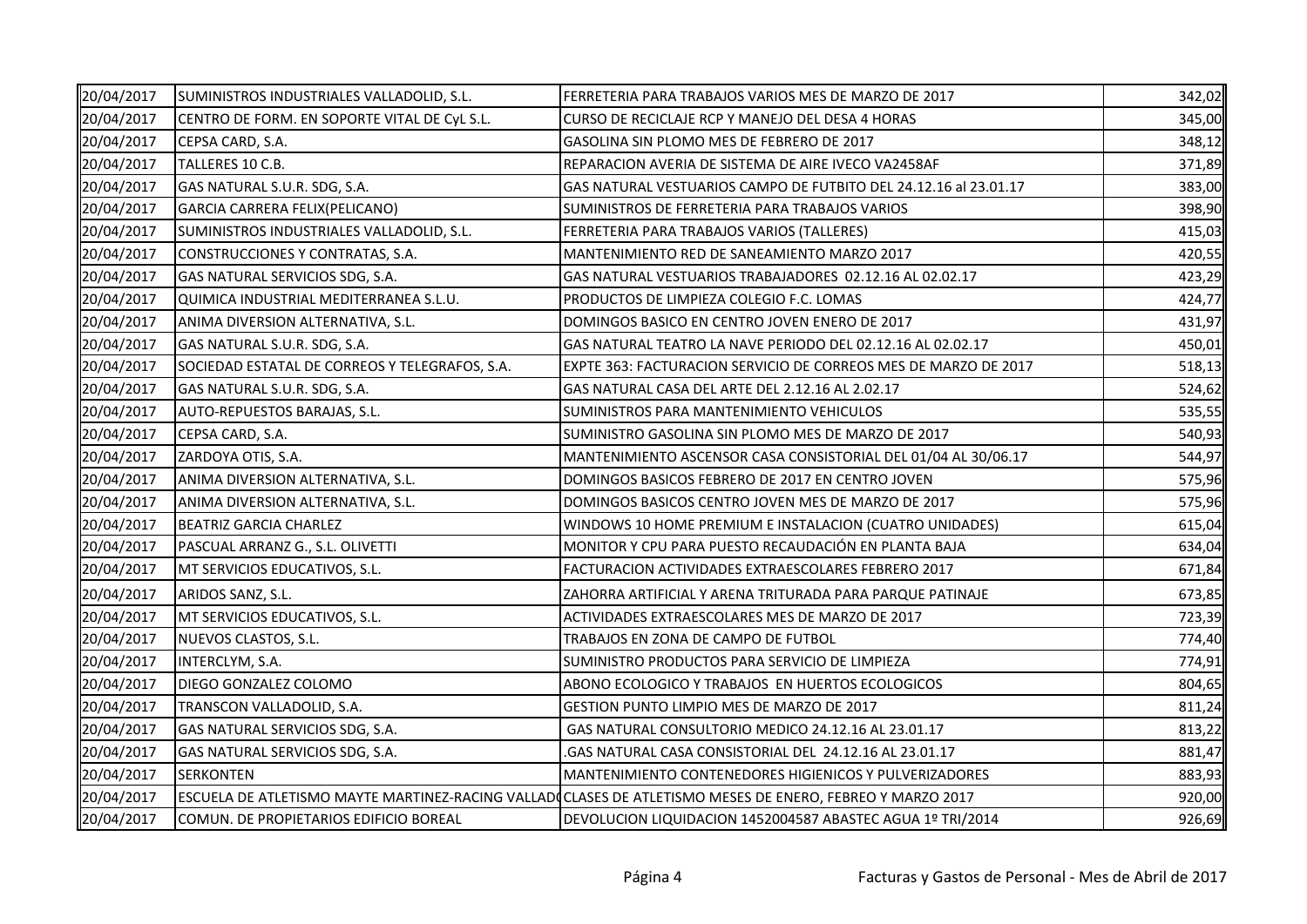| | | | |
|---|---|---|---|
| 20/04/2017 | SUMINISTROS INDUSTRIALES VALLADOLID, S.L. | FERRETERIA PARA TRABAJOS VARIOS MES DE MARZO DE 2017 | 342,02 |
| 20/04/2017 | CENTRO DE FORM. EN SOPORTE VITAL DE CyL S.L. | CURSO DE RECICLAJE RCP Y MANEJO DEL DESA 4 HORAS | 345,00 |
| 20/04/2017 | CEPSA CARD, S.A. | GASOLINA SIN PLOMO MES DE FEBRERO DE 2017 | 348,12 |
| 20/04/2017 | TALLERES 10 C.B. | REPARACION AVERIA DE SISTEMA DE AIRE IVECO VA2458AF | 371,89 |
| 20/04/2017 | GAS NATURAL S.U.R. SDG, S.A. | GAS NATURAL VESTUARIOS CAMPO DE FUTBITO DEL 24.12.16 al 23.01.17 | 383,00 |
| 20/04/2017 | GARCIA CARRERA FELIX(PELICANO) | SUMINISTROS DE FERRETERIA PARA TRABAJOS VARIOS | 398,90 |
| 20/04/2017 | SUMINISTROS INDUSTRIALES VALLADOLID, S.L. | FERRETERIA PARA TRABAJOS VARIOS (TALLERES) | 415,03 |
| 20/04/2017 | CONSTRUCCIONES Y CONTRATAS, S.A. | MANTENIMIENTO RED DE SANEAMIENTO MARZO 2017 | 420,55 |
| 20/04/2017 | GAS NATURAL SERVICIOS SDG, S.A. | GAS NATURAL VESTUARIOS TRABAJADORES 02.12.16 AL 02.02.17 | 423,29 |
| 20/04/2017 | QUIMICA INDUSTRIAL MEDITERRANEA S.L.U. | PRODUCTOS DE LIMPIEZA COLEGIO F.C. LOMAS | 424,77 |
| 20/04/2017 | ANIMA DIVERSION ALTERNATIVA, S.L. | DOMINGOS BASICO EN CENTRO JOVEN ENERO DE 2017 | 431,97 |
| 20/04/2017 | GAS NATURAL S.U.R. SDG, S.A. | GAS NATURAL TEATRO LA NAVE PERIODO DEL 02.12.16 AL 02.02.17 | 450,01 |
| 20/04/2017 | SOCIEDAD ESTATAL DE CORREOS Y TELEGRAFOS, S.A. | EXPTE 363: FACTURACION SERVICIO DE CORREOS MES DE MARZO DE 2017 | 518,13 |
| 20/04/2017 | GAS NATURAL S.U.R. SDG, S.A. | GAS NATURAL CASA DEL ARTE DEL 2.12.16 AL 2.02.17 | 524,62 |
| 20/04/2017 | AUTO-REPUESTOS BARAJAS, S.L. | SUMINISTROS PARA MANTENIMIENTO VEHICULOS | 535,55 |
| 20/04/2017 | CEPSA CARD, S.A. | SUMINISTRO GASOLINA SIN PLOMO MES DE MARZO DE 2017 | 540,93 |
| 20/04/2017 | ZARDOYA OTIS, S.A. | MANTENIMIENTO ASCENSOR CASA CONSISTORIAL DEL 01/04 AL 30/06.17 | 544,97 |
| 20/04/2017 | ANIMA DIVERSION ALTERNATIVA, S.L. | DOMINGOS BASICOS FEBRERO DE 2017 EN CENTRO JOVEN | 575,96 |
| 20/04/2017 | ANIMA DIVERSION ALTERNATIVA, S.L. | DOMINGOS BASICOS CENTRO JOVEN MES DE MARZO DE 2017 | 575,96 |
| 20/04/2017 | BEATRIZ GARCIA CHARLEZ | WINDOWS 10 HOME PREMIUM E INSTALACION (CUATRO UNIDADES) | 615,04 |
| 20/04/2017 | PASCUAL ARRANZ G., S.L. OLIVETTI | MONITOR Y CPU PARA PUESTO RECAUDACIÓN EN PLANTA BAJA | 634,04 |
| 20/04/2017 | MT SERVICIOS EDUCATIVOS, S.L. | FACTURACION ACTIVIDADES EXTRAESCOLARES FEBRERO 2017 | 671,84 |
| 20/04/2017 | ARIDOS SANZ, S.L. | ZAHORRA ARTIFICIAL Y ARENA TRITURADA PARA PARQUE PATINAJE | 673,85 |
| 20/04/2017 | MT SERVICIOS EDUCATIVOS, S.L. | ACTIVIDADES EXTRAESCOLARES MES DE MARZO DE 2017 | 723,39 |
| 20/04/2017 | NUEVOS CLASTOS, S.L. | TRABAJOS EN ZONA DE CAMPO DE FUTBOL | 774,40 |
| 20/04/2017 | INTERCLYM, S.A. | SUMINISTRO PRODUCTOS PARA SERVICIO DE LIMPIEZA | 774,91 |
| 20/04/2017 | DIEGO GONZALEZ COLOMO | ABONO ECOLOGICO Y TRABAJOS EN HUERTOS ECOLOGICOS | 804,65 |
| 20/04/2017 | TRANSCON VALLADOLID, S.A. | GESTION PUNTO LIMPIO MES DE MARZO DE 2017 | 811,24 |
| 20/04/2017 | GAS NATURAL SERVICIOS SDG, S.A. | GAS NATURAL CONSULTORIO MEDICO 24.12.16 AL 23.01.17 | 813,22 |
| 20/04/2017 | GAS NATURAL SERVICIOS SDG, S.A. | .GAS NATURAL CASA CONSISTORIAL DEL 24.12.16 AL 23.01.17 | 881,47 |
| 20/04/2017 | SERKONTEN | MANTENIMIENTO CONTENEDORES HIGIENICOS Y PULVERIZADORES | 883,93 |
| 20/04/2017 | ESCUELA DE ATLETISMO MAYTE MARTINEZ-RACING VALLADO | CLASES DE ATLETISMO MESES DE ENERO, FEBREO Y MARZO 2017 | 920,00 |
| 20/04/2017 | COMUN. DE PROPIETARIOS EDIFICIO BOREAL | DEVOLUCION LIQUIDACION 1452004587 ABASTEC AGUA 1º TRI/2014 | 926,69 |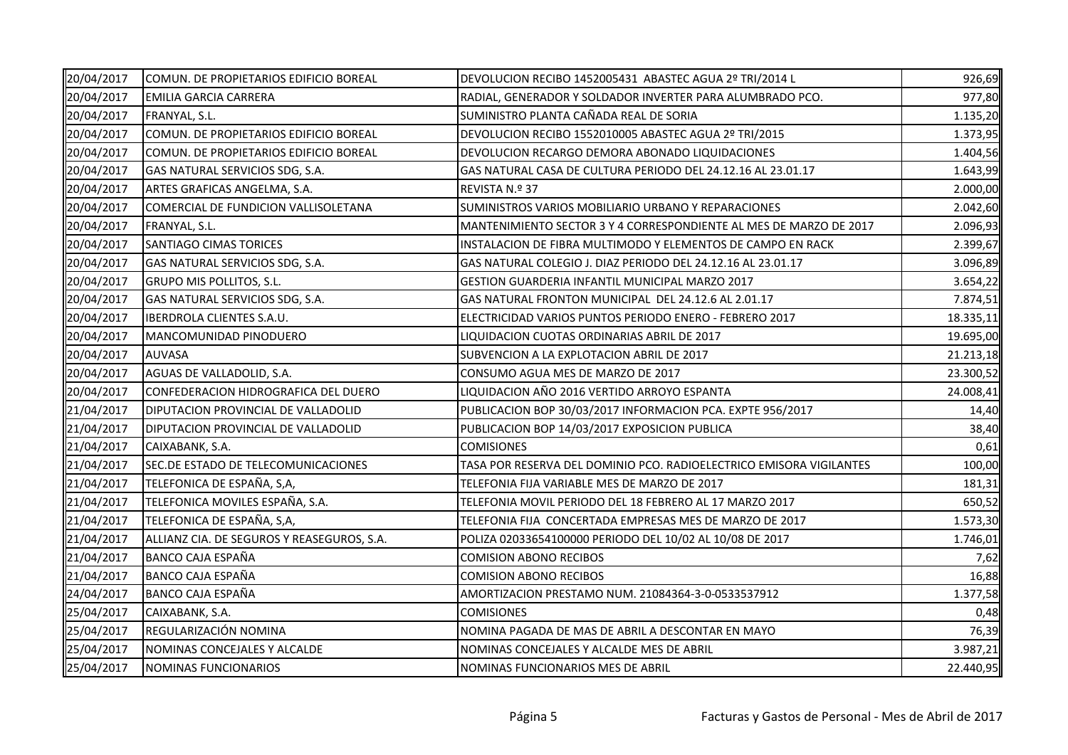| | | | |
|---|---|---|---|
| 20/04/2017 | COMUN. DE PROPIETARIOS EDIFICIO BOREAL | DEVOLUCION RECIBO 1452005431 ABASTEC AGUA 2º TRI/2014 L | 926,69 |
| 20/04/2017 | EMILIA GARCIA CARRERA | RADIAL, GENERADOR Y SOLDADOR INVERTER PARA ALUMBRADO PCO. | 977,80 |
| 20/04/2017 | FRANYAL, S.L. | SUMINISTRO PLANTA CAÑADA REAL DE SORIA | 1.135,20 |
| 20/04/2017 | COMUN. DE PROPIETARIOS EDIFICIO BOREAL | DEVOLUCION RECIBO 1552010005 ABASTEC AGUA 2º TRI/2015 | 1.373,95 |
| 20/04/2017 | COMUN. DE PROPIETARIOS EDIFICIO BOREAL | DEVOLUCION RECARGO DEMORA ABONADO LIQUIDACIONES | 1.404,56 |
| 20/04/2017 | GAS NATURAL SERVICIOS SDG, S.A. | GAS NATURAL CASA DE CULTURA PERIODO DEL 24.12.16 AL 23.01.17 | 1.643,99 |
| 20/04/2017 | ARTES GRAFICAS ANGELMA, S.A. | REVISTA N.º 37 | 2.000,00 |
| 20/04/2017 | COMERCIAL DE FUNDICION VALLISOLETANA | SUMINISTROS VARIOS MOBILIARIO URBANO Y REPARACIONES | 2.042,60 |
| 20/04/2017 | FRANYAL, S.L. | MANTENIMIENTO SECTOR 3 Y 4 CORRESPONDIENTE AL MES DE MARZO DE 2017 | 2.096,93 |
| 20/04/2017 | SANTIAGO CIMAS TORICES | INSTALACION DE FIBRA MULTIMODO Y ELEMENTOS DE CAMPO EN RACK | 2.399,67 |
| 20/04/2017 | GAS NATURAL SERVICIOS SDG, S.A. | GAS NATURAL COLEGIO J. DIAZ PERIODO DEL 24.12.16 AL 23.01.17 | 3.096,89 |
| 20/04/2017 | GRUPO MIS POLLITOS, S.L. | GESTION GUARDERIA INFANTIL MUNICIPAL MARZO 2017 | 3.654,22 |
| 20/04/2017 | GAS NATURAL SERVICIOS SDG, S.A. | GAS NATURAL FRONTON MUNICIPAL DEL 24.12.6 AL 2.01.17 | 7.874,51 |
| 20/04/2017 | IBERDROLA CLIENTES S.A.U. | ELECTRICIDAD VARIOS PUNTOS PERIODO ENERO - FEBRERO 2017 | 18.335,11 |
| 20/04/2017 | MANCOMUNIDAD PINODUERO | LIQUIDACION CUOTAS ORDINARIAS ABRIL DE 2017 | 19.695,00 |
| 20/04/2017 | AUVASA | SUBVENCION A LA EXPLOTACION ABRIL DE 2017 | 21.213,18 |
| 20/04/2017 | AGUAS DE VALLADOLID, S.A. | CONSUMO AGUA MES DE MARZO DE 2017 | 23.300,52 |
| 20/04/2017 | CONFEDERACION HIDROGRAFICA DEL DUERO | LIQUIDACION AÑO 2016 VERTIDO ARROYO ESPANTA | 24.008,41 |
| 21/04/2017 | DIPUTACION PROVINCIAL DE VALLADOLID | PUBLICACION BOP 30/03/2017 INFORMACION PCA. EXPTE 956/2017 | 14,40 |
| 21/04/2017 | DIPUTACION PROVINCIAL DE VALLADOLID | PUBLICACION BOP 14/03/2017 EXPOSICION PUBLICA | 38,40 |
| 21/04/2017 | CAIXABANK, S.A. | COMISIONES | 0,61 |
| 21/04/2017 | SEC.DE ESTADO DE TELECOMUNICACIONES | TASA POR RESERVA DEL DOMINIO PCO. RADIOELECTRICO EMISORA VIGILANTES | 100,00 |
| 21/04/2017 | TELEFONICA DE ESPAÑA, S,A, | TELEFONIA FIJA VARIABLE MES DE MARZO DE 2017 | 181,31 |
| 21/04/2017 | TELEFONICA MOVILES ESPAÑA, S.A. | TELEFONIA MOVIL PERIODO DEL 18 FEBRERO AL 17 MARZO 2017 | 650,52 |
| 21/04/2017 | TELEFONICA DE ESPAÑA, S,A, | TELEFONIA FIJA CONCERTADA EMPRESAS MES DE MARZO DE 2017 | 1.573,30 |
| 21/04/2017 | ALLIANZ CIA. DE SEGUROS Y REASEGUROS, S.A. | POLIZA 02033654100000 PERIODO DEL 10/02 AL 10/08 DE 2017 | 1.746,01 |
| 21/04/2017 | BANCO CAJA ESPAÑA | COMISION ABONO RECIBOS | 7,62 |
| 21/04/2017 | BANCO CAJA ESPAÑA | COMISION ABONO RECIBOS | 16,88 |
| 24/04/2017 | BANCO CAJA ESPAÑA | AMORTIZACION PRESTAMO NUM. 21084364-3-0-0533537912 | 1.377,58 |
| 25/04/2017 | CAIXABANK, S.A. | COMISIONES | 0,48 |
| 25/04/2017 | REGULARIZACIÓN NOMINA | NOMINA PAGADA DE MAS DE ABRIL A DESCONTAR EN MAYO | 76,39 |
| 25/04/2017 | NOMINAS CONCEJALES Y ALCALDE | NOMINAS CONCEJALES Y ALCALDE MES DE ABRIL | 3.987,21 |
| 25/04/2017 | NOMINAS FUNCIONARIOS | NOMINAS FUNCIONARIOS MES DE ABRIL | 22.440,95 |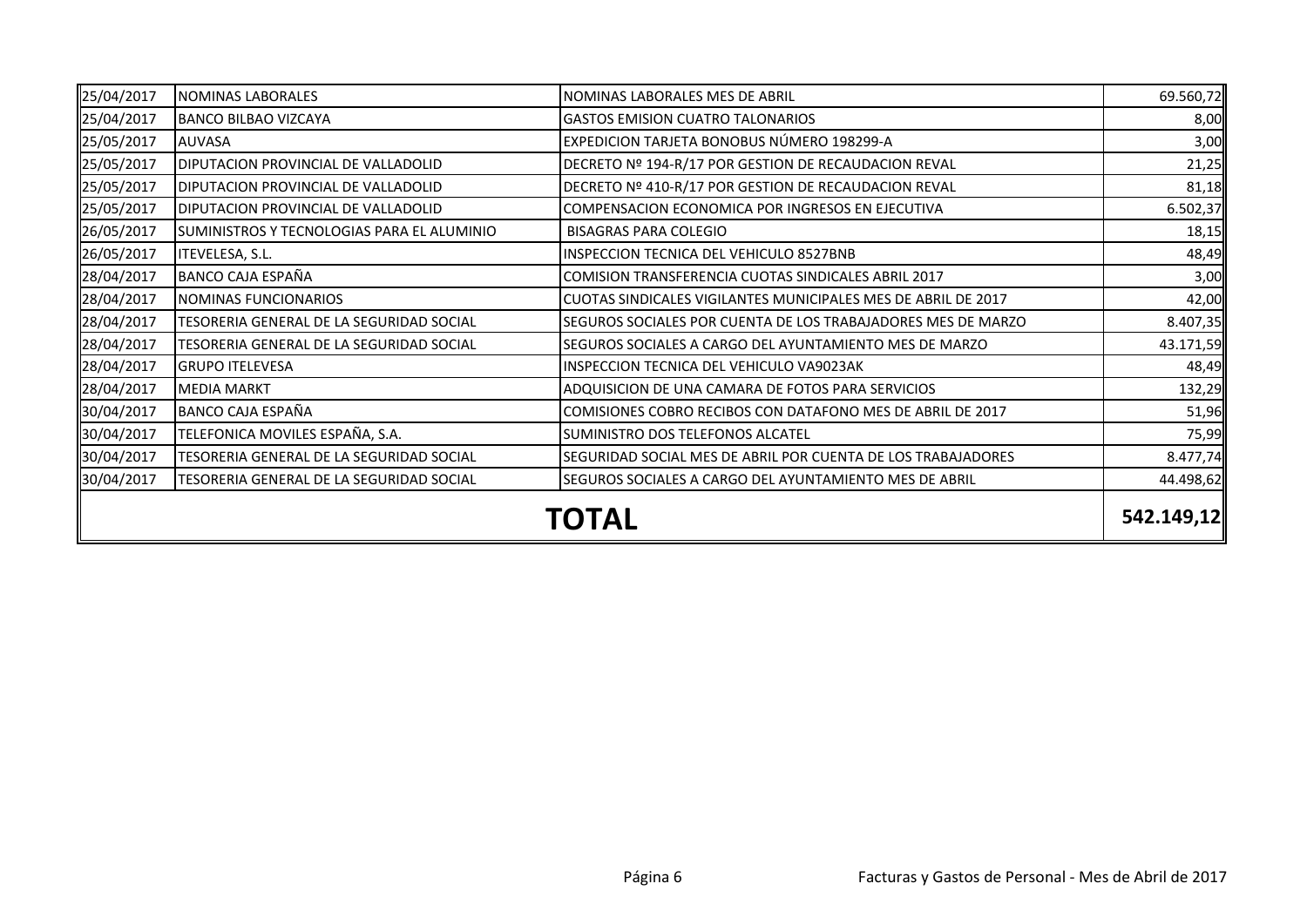| | | | |
|---|---|---|---|
| 25/04/2017 | NOMINAS LABORALES | NOMINAS LABORALES MES DE ABRIL | 69.560,72 |
| 25/04/2017 | BANCO BILBAO VIZCAYA | GASTOS EMISION CUATRO TALONARIOS | 8,00 |
| 25/05/2017 | AUVASA | EXPEDICION TARJETA BONOBUS NÚMERO 198299-A | 3,00 |
| 25/05/2017 | DIPUTACION PROVINCIAL DE VALLADOLID | DECRETO Nº 194-R/17 POR GESTION DE RECAUDACION REVAL | 21,25 |
| 25/05/2017 | DIPUTACION PROVINCIAL DE VALLADOLID | DECRETO Nº 410-R/17 POR GESTION DE RECAUDACION REVAL | 81,18 |
| 25/05/2017 | DIPUTACION PROVINCIAL DE VALLADOLID | COMPENSACION ECONOMICA POR INGRESOS EN EJECUTIVA | 6.502,37 |
| 26/05/2017 | SUMINISTROS Y TECNOLOGIAS PARA EL ALUMINIO | BISAGRAS PARA COLEGIO | 18,15 |
| 26/05/2017 | ITEVELESA, S.L. | INSPECCION TECNICA DEL VEHICULO 8527BNB | 48,49 |
| 28/04/2017 | BANCO CAJA ESPAÑA | COMISION TRANSFERENCIA CUOTAS SINDICALES ABRIL 2017 | 3,00 |
| 28/04/2017 | NOMINAS FUNCIONARIOS | CUOTAS SINDICALES VIGILANTES MUNICIPALES MES DE ABRIL DE 2017 | 42,00 |
| 28/04/2017 | TESORERIA GENERAL DE LA SEGURIDAD SOCIAL | SEGUROS SOCIALES POR CUENTA DE LOS TRABAJADORES MES DE MARZO | 8.407,35 |
| 28/04/2017 | TESORERIA GENERAL DE LA SEGURIDAD SOCIAL | SEGUROS SOCIALES A CARGO DEL AYUNTAMIENTO MES DE MARZO | 43.171,59 |
| 28/04/2017 | GRUPO ITELEVESA | INSPECCION TECNICA DEL VEHICULO VA9023AK | 48,49 |
| 28/04/2017 | MEDIA MARKT | ADQUISICION DE UNA CAMARA DE FOTOS PARA SERVICIOS | 132,29 |
| 30/04/2017 | BANCO CAJA ESPAÑA | COMISIONES COBRO RECIBOS CON DATAFONO MES DE ABRIL DE 2017 | 51,96 |
| 30/04/2017 | TELEFONICA MOVILES ESPAÑA, S.A. | SUMINISTRO DOS TELEFONOS ALCATEL | 75,99 |
| 30/04/2017 | TESORERIA GENERAL DE LA SEGURIDAD SOCIAL | SEGURIDAD SOCIAL MES DE ABRIL POR CUENTA DE LOS TRABAJADORES | 8.477,74 |
| 30/04/2017 | TESORERIA GENERAL DE LA SEGURIDAD SOCIAL | SEGUROS SOCIALES A CARGO DEL AYUNTAMIENTO MES DE ABRIL | 44.498,62 |
| | | **TOTAL** | **542.149,12** |